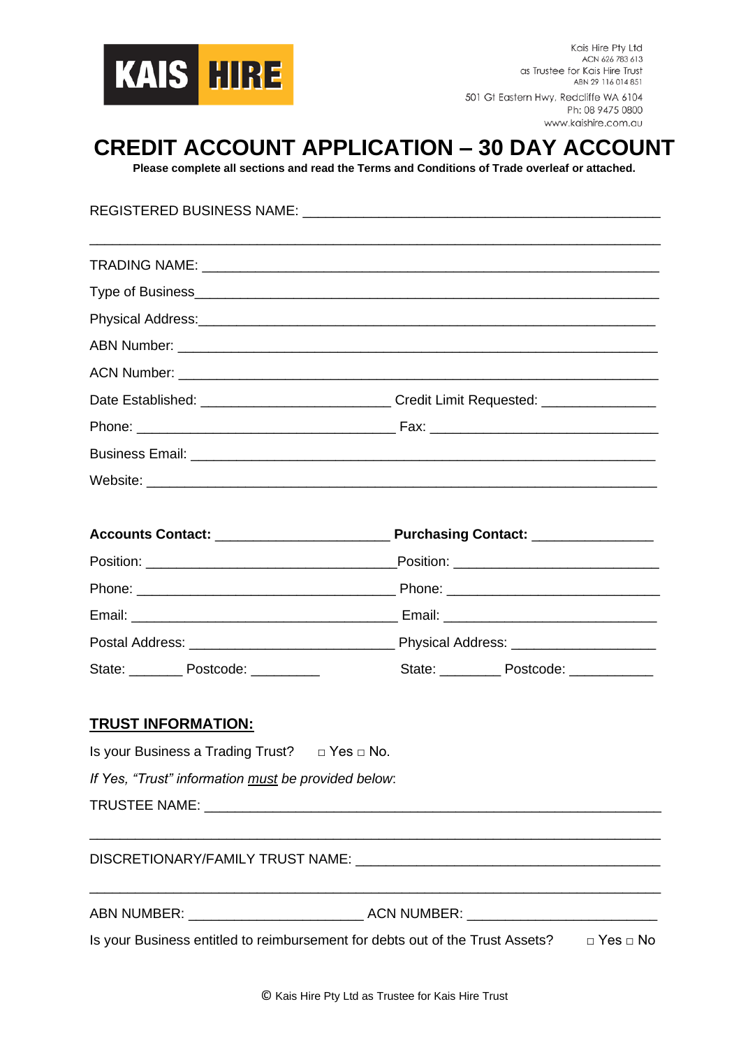KAIS HIRE

Kais Hire Pty Ltd
ACN 626 783 613
as Trustee for Kais Hire Trust
ABN 29 116 014 851

501 Gt Eastern Hwy, Redcliffe WA 6104
Ph: 08 9475 0800
www.kaishire.com.au

# CREDIT ACCOUNT APPLICATION – 30 DAY ACCOUNT

**Please complete all sections and read the Terms and Conditions of Trade overleaf or attached.**

REGISTERED BUSINESS NAME: ________________________________________________

________________________________________________________________________

TRADING NAME: ________________________________________________________

Type of Business________________________________________________________

Physical Address:_______________________________________________________

ABN Number: __________________________________________________________

ACN Number: __________________________________________________________

Date Established: ________________________ Credit Limit Requested: ______________

Phone: __________________________________ Fax: ______________________________

Business Email: _________________________________________________________

Website: ______________________________________________________________

**Accounts Contact:** _____________________ **Purchasing Contact:** _______________

Position: ________________________________ Position: ___________________________

Phone: _________________________________ Phone: ____________________________

Email: __________________________________ Email: _____________________________

Postal Address: ___________________________ Physical Address: __________________

State: _______ Postcode: _________ State: ________ Postcode: ___________

## TRUST INFORMATION:

Is your Business a Trading Trust? □ Yes □ No.

*If Yes, "Trust" information must be provided below*:

TRUSTEE NAME: __________________________________________________________

________________________________________________________________________

DISCRETIONARY/FAMILY TRUST NAME: ________________________________________

________________________________________________________________________

ABN NUMBER: ______________________ ACN NUMBER: ________________________

Is your Business entitled to reimbursement for debts out of the Trust Assets? □ Yes □ No

© Kais Hire Pty Ltd as Trustee for Kais Hire Trust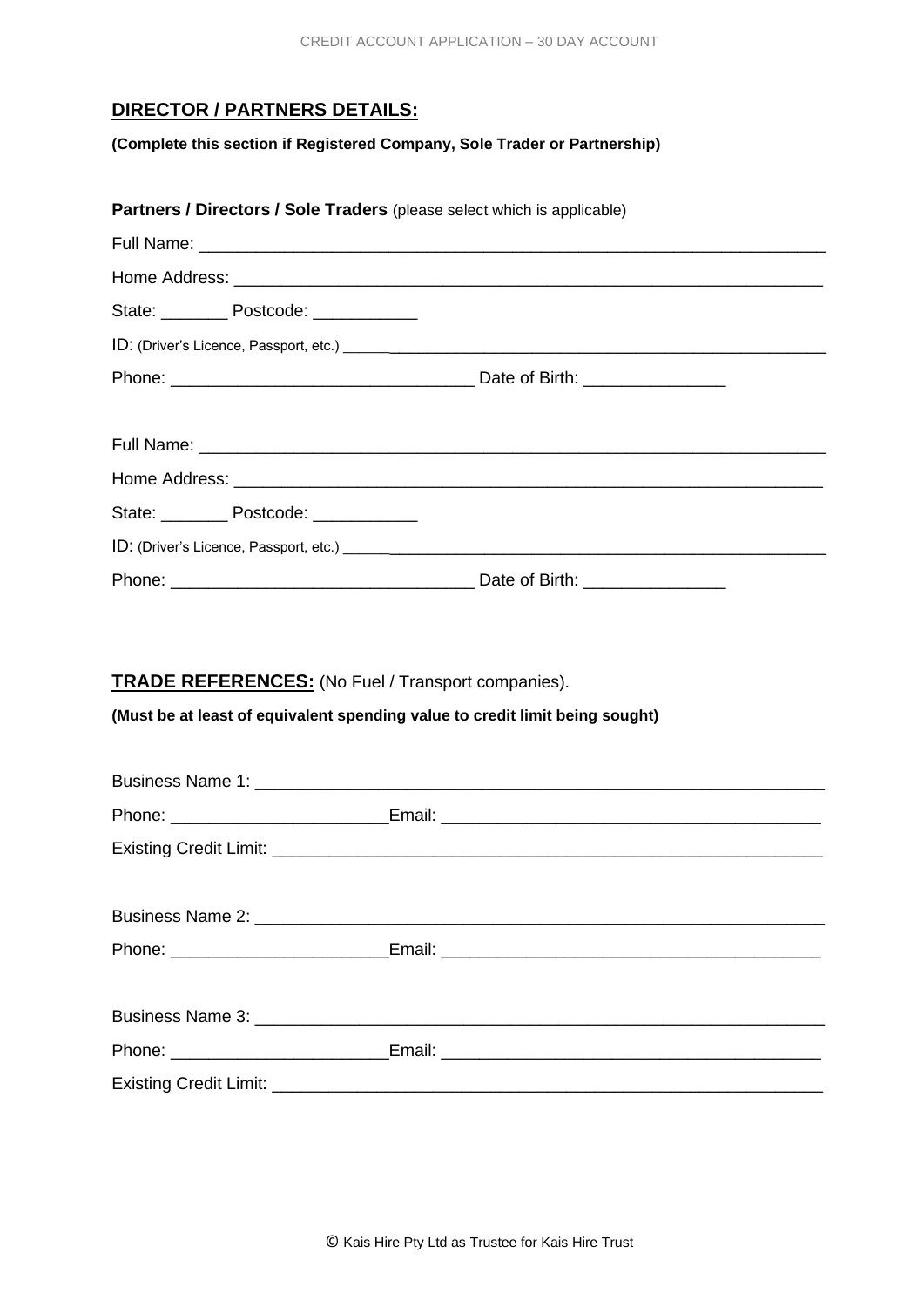## DIRECTOR / PARTNERS DETAILS:

**(Complete this section if Registered Company, Sole Trader or Partnership)**

**Partners / Directors / Sole Traders** (please select which is applicable)

Full Name: ___________________________________________________________________

Home Address: ________________________________________________________________

State: _______ Postcode: ___________

ID: (Driver's Licence, Passport, etc.) ____________________________________________________

Phone: _______________________________ Date of Birth: ______________

Full Name: ___________________________________________________________________

Home Address: ________________________________________________________________

State: _______ Postcode: ___________

ID: (Driver's Licence, Passport, etc.) ____________________________________________________

Phone: _______________________________ Date of Birth: ______________

**TRADE REFERENCES:** (No Fuel / Transport companies).

**(Must be at least of equivalent spending value to credit limit being sought)**

Business Name 1: _____________________________________________________________

Phone: ______________________Email: ______________________________________

Existing Credit Limit: __________________________________________________________

Business Name 2: _____________________________________________________________

Phone: ______________________Email: ______________________________________

Business Name 3: _____________________________________________________________

Phone: ______________________Email: ______________________________________

Existing Credit Limit: __________________________________________________________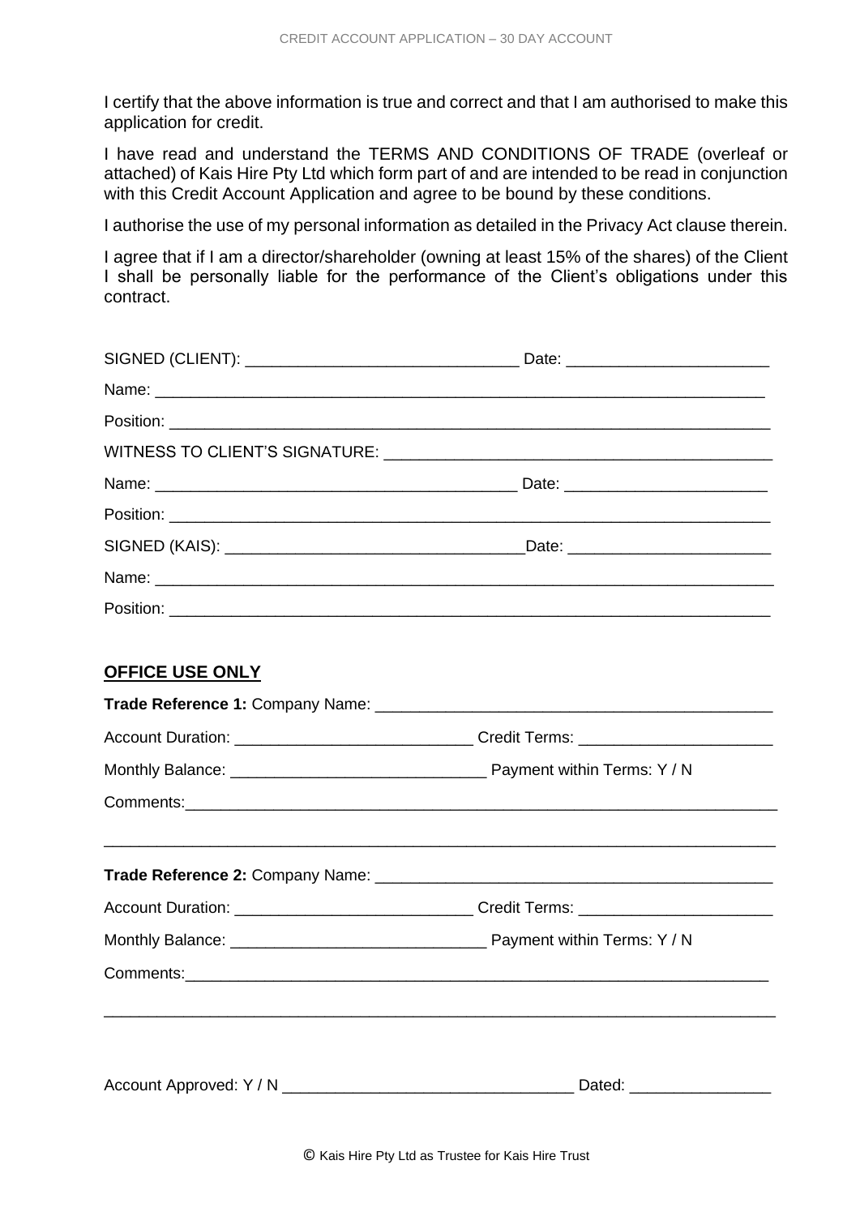I certify that the above information is true and correct and that I am authorised to make this application for credit.

I have read and understand the TERMS AND CONDITIONS OF TRADE (overleaf or attached) of Kais Hire Pty Ltd which form part of and are intended to be read in conjunction with this Credit Account Application and agree to be bound by these conditions.

I authorise the use of my personal information as detailed in the Privacy Act clause therein.

I agree that if I am a director/shareholder (owning at least 15% of the shares) of the Client I shall be personally liable for the performance of the Client's obligations under this contract.

SIGNED (CLIENT): ______________________________ Date: ______________________

Name: ______________________________________________________________________

Position: ____________________________________________________________________

WITNESS TO CLIENT'S SIGNATURE: ___________________________________________

Name: ________________________________________ Date: ______________________

Position: ____________________________________________________________________

SIGNED (KAIS): ________________________________ Date: ______________________

Name: ______________________________________________________________________

Position: ____________________________________________________________________

**OFFICE USE ONLY**

**Trade Reference 1:** Company Name: ____________________________________________

Account Duration: __________________________ Credit Terms: _____________________

Monthly Balance: ____________________________ Payment within Terms: Y / N

Comments: __________________________________________________________________

____________________________________________________________________________

**Trade Reference 2:** Company Name: ____________________________________________

Account Duration: __________________________ Credit Terms: _____________________

Monthly Balance: ____________________________ Payment within Terms: Y / N

Comments: __________________________________________________________________

____________________________________________________________________________

Account Approved: Y / N ________________________________ Dated: ________________

© Kais Hire Pty Ltd as Trustee for Kais Hire Trust